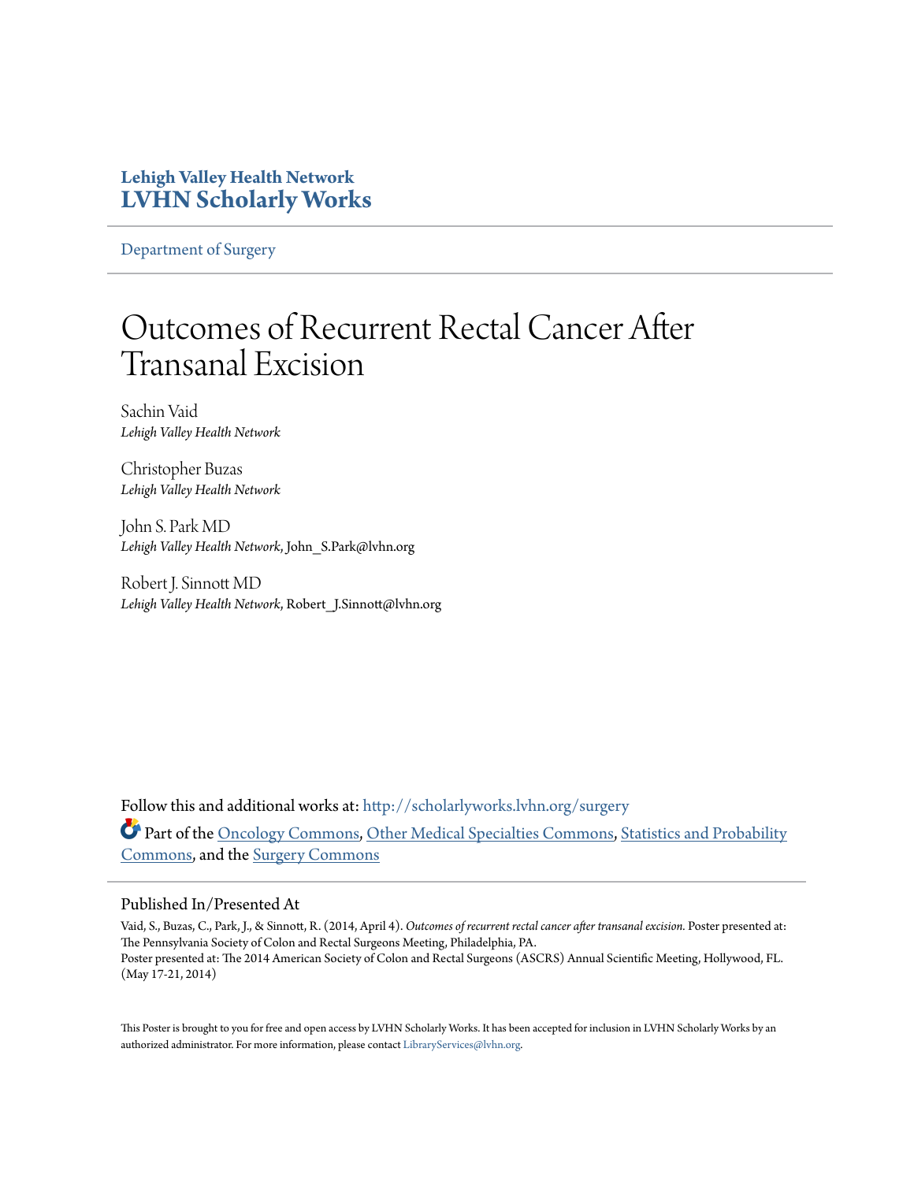**Lehigh Valley Health Network**
**LVHN Scholarly Works**

Department of Surgery

# Outcomes of Recurrent Rectal Cancer After Transanal Excision

Sachin Vaid
*Lehigh Valley Health Network*

Christopher Buzas
*Lehigh Valley Health Network*

John S. Park MD
*Lehigh Valley Health Network*, John_S.Park@lvhn.org

Robert J. Sinnott MD
*Lehigh Valley Health Network*, Robert_J.Sinnott@lvhn.org

Follow this and additional works at: http://scholarlyworks.lvhn.org/surgery

Part of the Oncology Commons, Other Medical Specialties Commons, Statistics and Probability Commons, and the Surgery Commons

## Published In/Presented At

Vaid, S., Buzas, C., Park, J., & Sinnott, R. (2014, April 4). *Outcomes of recurrent rectal cancer after transanal excision.* Poster presented at: The Pennsylvania Society of Colon and Rectal Surgeons Meeting, Philadelphia, PA.
Poster presented at: The 2014 American Society of Colon and Rectal Surgeons (ASCRS) Annual Scientific Meeting, Hollywood, FL. (May 17-21, 2014)

This Poster is brought to you for free and open access by LVHN Scholarly Works. It has been accepted for inclusion in LVHN Scholarly Works by an authorized administrator. For more information, please contact LibraryServices@lvhn.org.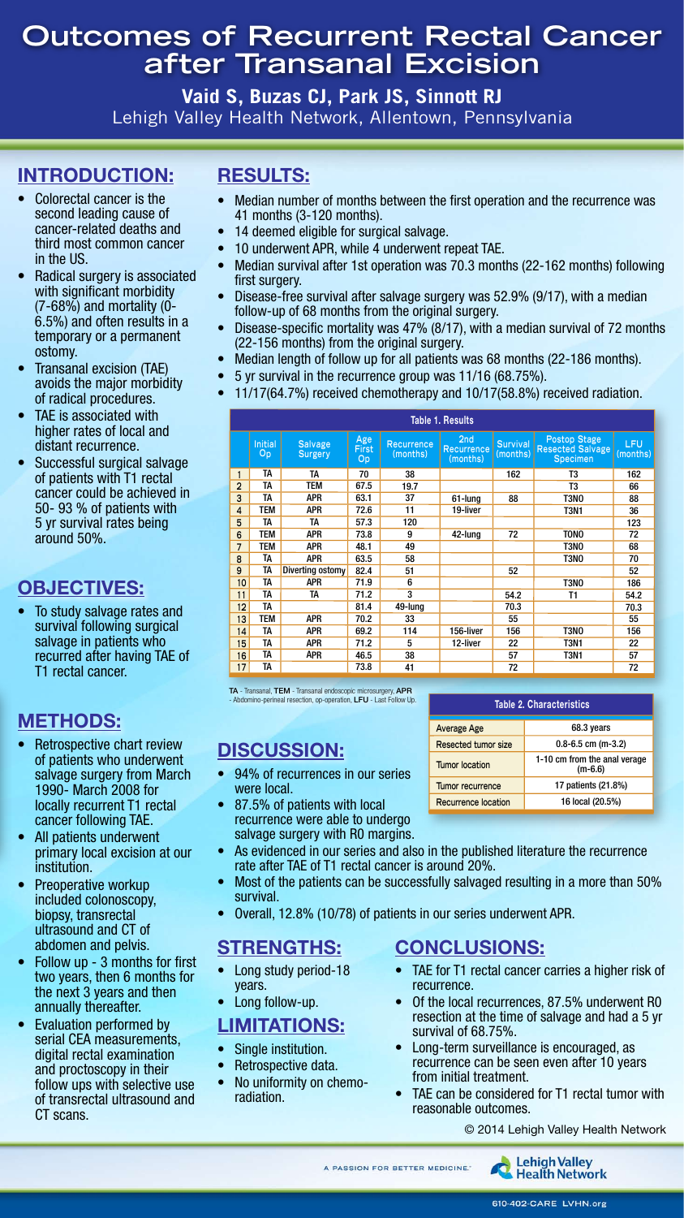# Outcomes of Recurrent Rectal Cancer after Transanal Excision

**Vaid S, Buzas CJ, Park JS, Sinnott RJ**

Lehigh Valley Health Network, Allentown, Pennsylvania

## INTRODUCTION:

- Colorectal cancer is the second leading cause of cancer-related deaths and third most common cancer in the US.
- Radical surgery is associated with significant morbidity (7-68%) and mortality (0-6.5%) and often results in a temporary or a permanent ostomy.
- Transanal excision (TAE) avoids the major morbidity of radical procedures.
- TAE is associated with higher rates of local and distant recurrence.
- Successful surgical salvage of patients with T1 rectal cancer could be achieved in 50- 93 % of patients with 5 yr survival rates being around 50%.

## OBJECTIVES:

- To study salvage rates and survival following surgical salvage in patients who recurred after having TAE of T1 rectal cancer.

## METHODS:

- Retrospective chart review of patients who underwent salvage surgery from March 1990- March 2008 for locally recurrent T1 rectal cancer following TAE.
- All patients underwent primary local excision at our institution.
- Preoperative workup included colonoscopy, biopsy, transrectal ultrasound and CT of abdomen and pelvis.
- Follow up - 3 months for first two years, then 6 months for the next 3 years and then annually thereafter.
- Evaluation performed by serial CEA measurements, digital rectal examination and proctoscopy in their follow ups with selective use of transrectal ultrasound and CT scans.

## RESULTS:

- Median number of months between the first operation and the recurrence was 41 months (3-120 months).
- 14 deemed eligible for surgical salvage.
- 10 underwent APR, while 4 underwent repeat TAE.
- Median survival after 1st operation was 70.3 months (22-162 months) following first surgery.
- Disease-free survival after salvage surgery was 52.9% (9/17), with a median follow-up of 68 months from the original surgery.
- Disease-specific mortality was 47% (8/17), with a median survival of 72 months (22-156 months) from the original surgery.
- Median length of follow up for all patients was 68 months (22-186 months).
- 5 yr survival in the recurrence group was 11/16 (68.75%).
- 11/17(64.7%) received chemotherapy and 10/17(58.8%) received radiation.

**Table 1. Results**

| | Initial Op | Salvage Surgery | Age First Op | Recurrence (months) | 2nd Recurrence (months) | Survival (months) | Postop Stage Resected Salvage Specimen | LFU (months) |
|---|---|---|---|---|---|---|---|---|
| 1 | TA | TA | 70 | 38 | | 162 | T3 | 162 |
| 2 | TA | TEM | 67.5 | 19.7 | | | T3 | 66 |
| 3 | TA | APR | 63.1 | 37 | 61-lung | 88 | T3N0 | 88 |
| 4 | TEM | APR | 72.6 | 11 | 19-liver | | T3N1 | 36 |
| 5 | TA | TA | 57.3 | 120 | | | | 123 |
| 6 | TEM | APR | 73.8 | 9 | 42-lung | 72 | T0N0 | 72 |
| 7 | TEM | APR | 48.1 | 49 | | | T3N0 | 68 |
| 8 | TA | APR | 63.5 | 58 | | | T3N0 | 70 |
| 9 | TA | Diverting ostomy | 82.4 | 51 | | 52 | | 52 |
| 10 | TA | APR | 71.9 | 6 | | | T3N0 | 186 |
| 11 | TA | TA | 71.2 | 3 | | 54.2 | T1 | 54.2 |
| 12 | TA | | 81.4 | 49-lung | | 70.3 | | 70.3 |
| 13 | TEM | APR | 70.2 | 33 | | 55 | | 55 |
| 14 | TA | APR | 69.2 | 114 | 156-liver | 156 | T3N0 | 156 |
| 15 | TA | APR | 71.2 | 5 | 12-liver | 22 | T3N1 | 22 |
| 16 | TA | APR | 46.5 | 38 | | 57 | T3N1 | 57 |
| 17 | TA | | 73.8 | 41 | | 72 | | 72 |

**TA** - Transanal, **TEM** - Transanal endoscopic microsurgery, **APR** - Abdomino-perineal resection, op-operation, **LFU** - Last Follow Up.

**Table 2. Characteristics**

| | |
|---|---|
| Average Age | 68.3 years |
| Resected tumor size | 0.8-6.5 cm (m-3.2) |
| Tumor location | 1-10 cm from the anal verage (m-6.6) |
| Tumor recurrence | 17 patients (21.8%) |
| Recurrence location | 16 local (20.5%) |

## DISCUSSION:

- 94% of recurrences in our series were local.
- 87.5% of patients with local recurrence were able to undergo salvage surgery with R0 margins.
- As evidenced in our series and also in the published literature the recurrence rate after TAE of T1 rectal cancer is around 20%.
- Most of the patients can be successfully salvaged resulting in a more than 50% survival.
- Overall, 12.8% (10/78) of patients in our series underwent APR.

## STRENGTHS:

- Long study period-18 years.
- Long follow-up.

## LIMITATIONS:

- Single institution.
- Retrospective data.
- No uniformity on chemo-radiation.

## CONCLUSIONS:

- TAE for T1 rectal cancer carries a higher risk of recurrence.
- Of the local recurrences, 87.5% underwent R0 resection at the time of salvage and had a 5 yr survival of 68.75%.
- Long-term surveillance is encouraged, as recurrence can be seen even after 10 years from initial treatment.
- TAE can be considered for T1 rectal tumor with reasonable outcomes.

© 2014 Lehigh Valley Health Network

A PASSION FOR BETTER MEDICINE.™

Lehigh Valley Health Network

610-402-CARE LVHN.org